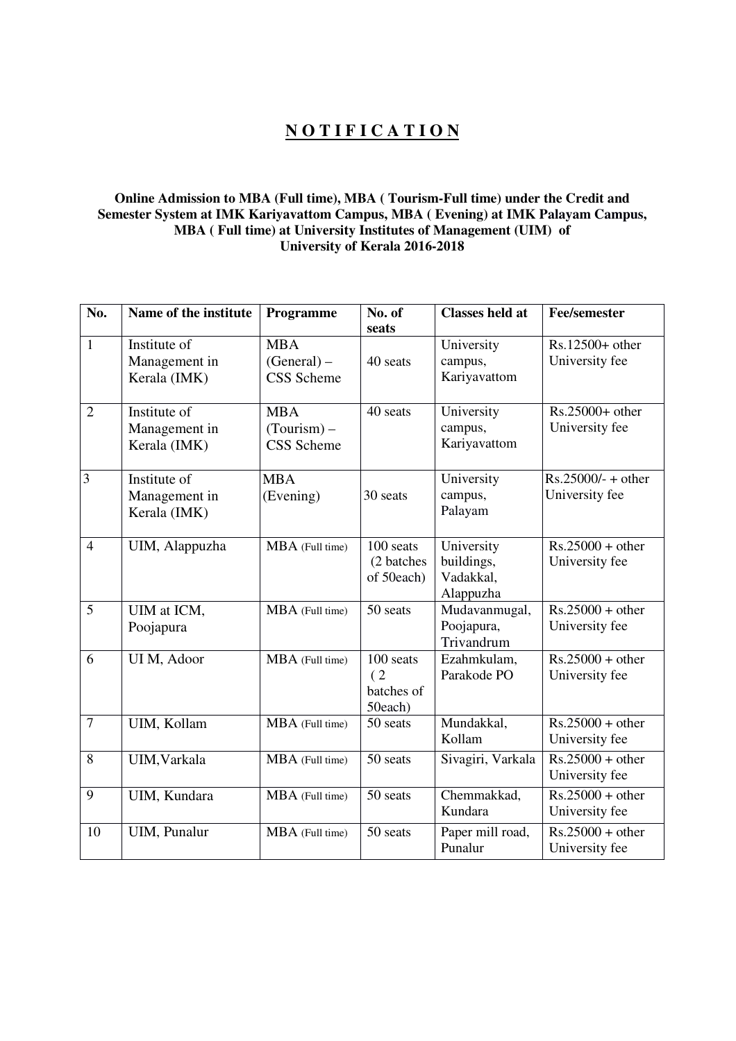# N O T I F I C A T I O N

**Online Admission to MBA (Full time), MBA ( Tourism-Full time) under the Credit and Semester System at IMK Kariyavattom Campus, MBA ( Evening) at IMK Palayam Campus, MBA ( Full time) at University Institutes of Management (UIM) of University of Kerala 2016-2018**

| No. | Name of the institute | Programme | No. of seats | Classes held at | Fee/semester |
|---|---|---|---|---|---|
| 1 | Institute of Management in Kerala (IMK) | MBA (General) – CSS Scheme | 40 seats | University campus, Kariyavattom | Rs.12500+ other University fee |
| 2 | Institute of Management in Kerala (IMK) | MBA (Tourism) – CSS Scheme | 40 seats | University campus, Kariyavattom | Rs.25000+ other University fee |
| 3 | Institute of Management in Kerala (IMK) | MBA (Evening) | 30 seats | University campus, Palayam | Rs.25000/- + other University fee |
| 4 | UIM, Alappuzha | MBA (Full time) | 100 seats (2 batches of 50each) | University buildings, Vadakkal, Alappuzha | Rs.25000 + other University fee |
| 5 | UIM at ICM, Poojapura | MBA (Full time) | 50 seats | Mudavanmugal, Poojapura, Trivandrum | Rs.25000 + other University fee |
| 6 | UI M, Adoor | MBA (Full time) | 100 seats ( 2 batches of 50each) | Ezahmkulam, Parakode PO | Rs.25000 + other University fee |
| 7 | UIM, Kollam | MBA (Full time) | 50 seats | Mundakkal, Kollam | Rs.25000 + other University fee |
| 8 | UIM,Varkala | MBA (Full time) | 50 seats | Sivagiri, Varkala | Rs.25000 + other University fee |
| 9 | UIM, Kundara | MBA (Full time) | 50 seats | Chemmakkad, Kundara | Rs.25000 + other University fee |
| 10 | UIM, Punalur | MBA (Full time) | 50 seats | Paper mill road, Punalur | Rs.25000 + other University fee |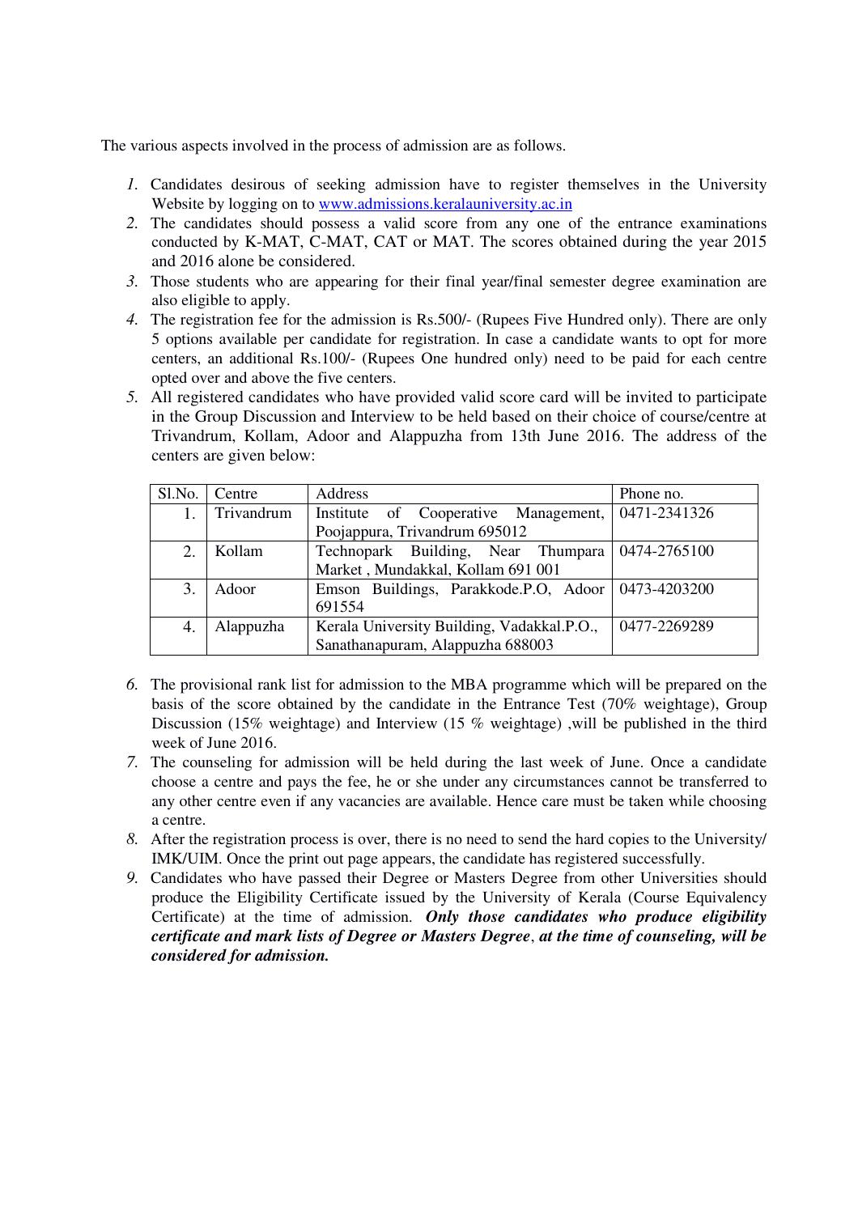The various aspects involved in the process of admission are as follows.

1. Candidates desirous of seeking admission have to register themselves in the University Website by logging on to [www.admissions.keralauniversity.ac.in](http://www.admissions.keralauniversity.ac.in)
2. The candidates should possess a valid score from any one of the entrance examinations conducted by K-MAT, C-MAT, CAT or MAT. The scores obtained during the year 2015 and 2016 alone be considered.
3. Those students who are appearing for their final year/final semester degree examination are also eligible to apply.
4. The registration fee for the admission is Rs.500/- (Rupees Five Hundred only). There are only 5 options available per candidate for registration. In case a candidate wants to opt for more centers, an additional Rs.100/- (Rupees One hundred only) need to be paid for each centre opted over and above the five centers.
5. All registered candidates who have provided valid score card will be invited to participate in the Group Discussion and Interview to be held based on their choice of course/centre at Trivandrum, Kollam, Adoor and Alappuzha from 13th June 2016. The address of the centers are given below:

| Sl.No. | Centre | Address | Phone no. |
|---|---|---|---|
| 1. | Trivandrum | Institute of Cooperative Management, Poojappura, Trivandrum 695012 | 0471-2341326 |
| 2. | Kollam | Technopark Building, Near Thumpara Market , Mundakkal, Kollam 691 001 | 0474-2765100 |
| 3. | Adoor | Emson Buildings, Parakkode.P.O, Adoor 691554 | 0473-4203200 |
| 4. | Alappuzha | Kerala University Building, Vadakkal.P.O., Sanathanapuram, Alappuzha 688003 | 0477-2269289 |

6. The provisional rank list for admission to the MBA programme which will be prepared on the basis of the score obtained by the candidate in the Entrance Test (70% weightage), Group Discussion (15% weightage) and Interview (15 % weightage) ,will be published in the third week of June 2016.
7. The counseling for admission will be held during the last week of June. Once a candidate choose a centre and pays the fee, he or she under any circumstances cannot be transferred to any other centre even if any vacancies are available. Hence care must be taken while choosing a centre.
8. After the registration process is over, there is no need to send the hard copies to the University/ IMK/UIM. Once the print out page appears, the candidate has registered successfully.
9. Candidates who have passed their Degree or Masters Degree from other Universities should produce the Eligibility Certificate issued by the University of Kerala (Course Equivalency Certificate) at the time of admission. ***Only those candidates who produce eligibility certificate and mark lists of Degree or Masters Degree**, **at the time of counseling, will be considered for admission.***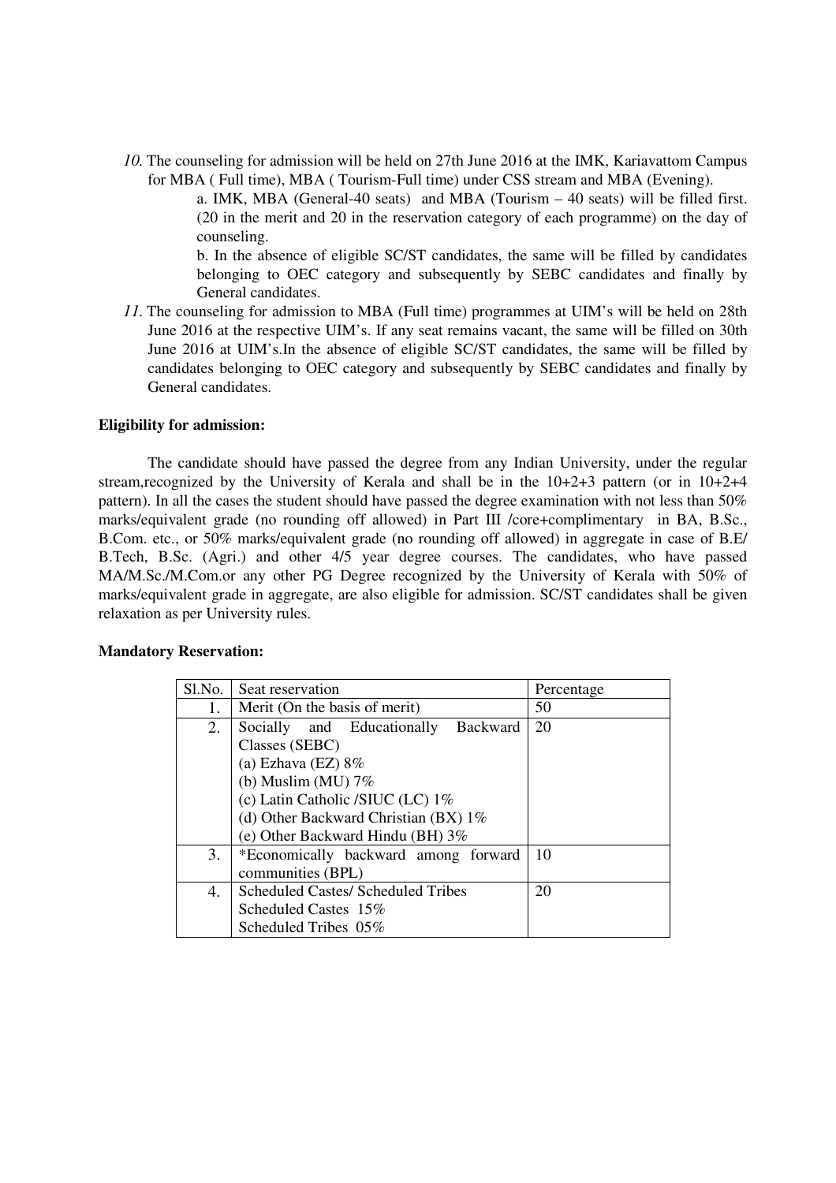*10.* The counseling for admission will be held on 27th June 2016 at the IMK, Kariavattom Campus for MBA ( Full time), MBA ( Tourism-Full time) under CSS stream and MBA (Evening).

   a. IMK, MBA (General-40 seats) and MBA (Tourism – 40 seats) will be filled first. (20 in the merit and 20 in the reservation category of each programme) on the day of counseling.

   b. In the absence of eligible SC/ST candidates, the same will be filled by candidates belonging to OEC category and subsequently by SEBC candidates and finally by General candidates.

*11.* The counseling for admission to MBA (Full time) programmes at UIM's will be held on 28th June 2016 at the respective UIM's. If any seat remains vacant, the same will be filled on 30th June 2016 at UIM's.In the absence of eligible SC/ST candidates, the same will be filled by candidates belonging to OEC category and subsequently by SEBC candidates and finally by General candidates.

**Eligibility for admission:**

The candidate should have passed the degree from any Indian University, under the regular stream,recognized by the University of Kerala and shall be in the 10+2+3 pattern (or in 10+2+4 pattern). In all the cases the student should have passed the degree examination with not less than 50% marks/equivalent grade (no rounding off allowed) in Part III /core+complimentary in BA, B.Sc., B.Com. etc., or 50% marks/equivalent grade (no rounding off allowed) in aggregate in case of B.E/ B.Tech, B.Sc. (Agri.) and other 4/5 year degree courses. The candidates, who have passed MA/M.Sc./M.Com.or any other PG Degree recognized by the University of Kerala with 50% of marks/equivalent grade in aggregate, are also eligible for admission. SC/ST candidates shall be given relaxation as per University rules.

**Mandatory Reservation:**

| Sl.No. | Seat reservation | Percentage |
|---|---|---|
| 1. | Merit (On the basis of merit) | 50 |
| 2. | Socially and Educationally Backward Classes (SEBC)<br>(a) Ezhava (EZ) 8%<br>(b) Muslim (MU) 7%<br>(c) Latin Catholic /SIUC (LC) 1%<br>(d) Other Backward Christian (BX) 1%<br>(e) Other Backward Hindu (BH) 3% | 20 |
| 3. | *Economically backward among forward communities (BPL) | 10 |
| 4. | Scheduled Castes/ Scheduled Tribes<br>Scheduled Castes 15%<br>Scheduled Tribes 05% | 20 |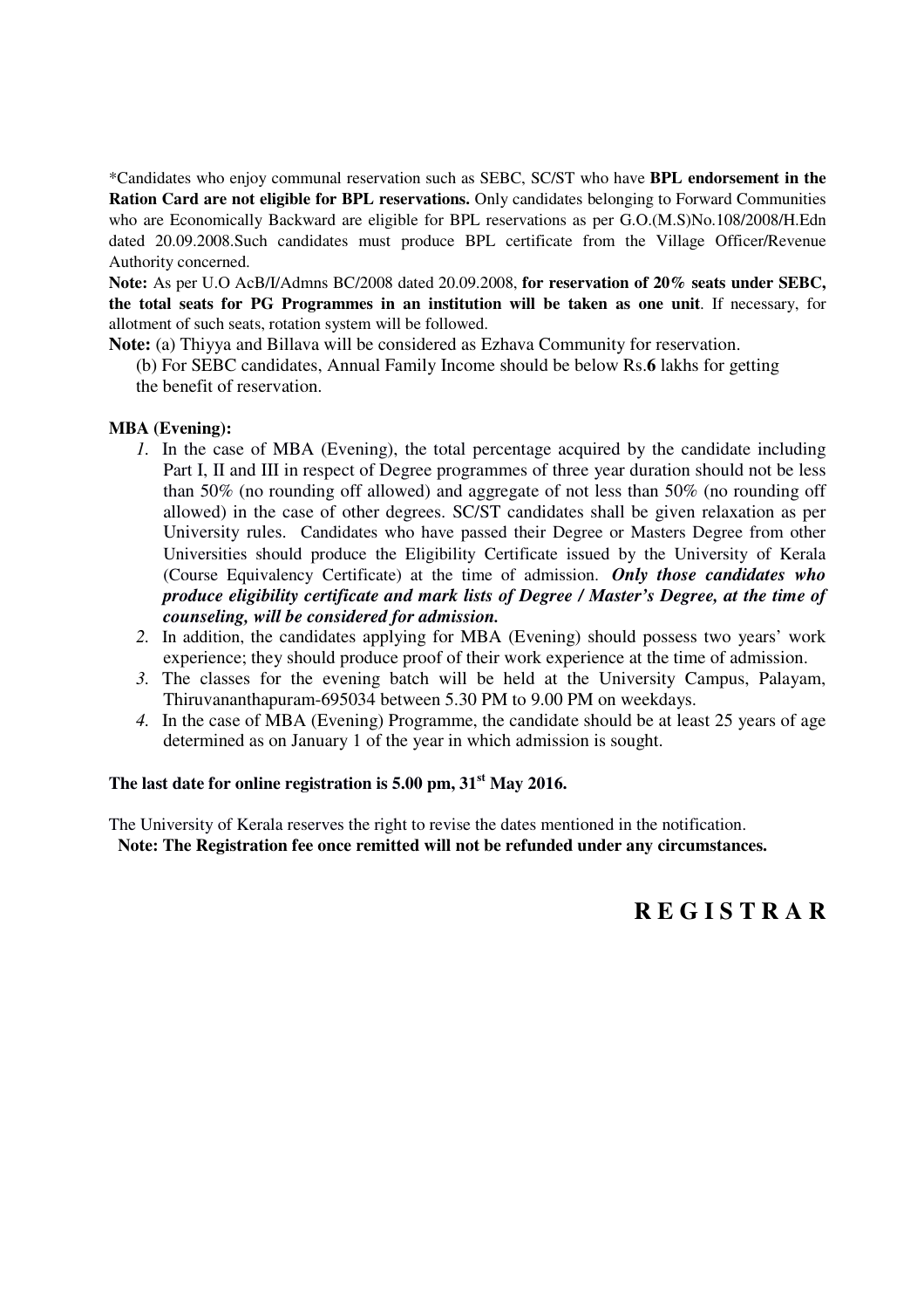*Candidates who enjoy communal reservation such as SEBC, SC/ST who have **BPL endorsement in the Ration Card are not eligible for BPL reservations.** Only candidates belonging to Forward Communities who are Economically Backward are eligible for BPL reservations as per G.O.(M.S)No.108/2008/H.Edn dated 20.09.2008.Such candidates must produce BPL certificate from the Village Officer/Revenue Authority concerned.

**Note:** As per U.O AcB/I/Admns BC/2008 dated 20.09.2008, **for reservation of 20% seats under SEBC, the total seats for PG Programmes in an institution will be taken as one unit**. If necessary, for allotment of such seats, rotation system will be followed.

**Note:** (a) Thiyya and Billava will be considered as Ezhava Community for reservation.

(b) For SEBC candidates, Annual Family Income should be below Rs.**6** lakhs for getting the benefit of reservation.

**MBA (Evening):**

1. In the case of MBA (Evening), the total percentage acquired by the candidate including Part I, II and III in respect of Degree programmes of three year duration should not be less than 50% (no rounding off allowed) and aggregate of not less than 50% (no rounding off allowed) in the case of other degrees. SC/ST candidates shall be given relaxation as per University rules. Candidates who have passed their Degree or Masters Degree from other Universities should produce the Eligibility Certificate issued by the University of Kerala (Course Equivalency Certificate) at the time of admission. ***Only those candidates who produce eligibility certificate and mark lists of Degree / Master's Degree, at the time of counseling, will be considered for admission.***
2. In addition, the candidates applying for MBA (Evening) should possess two years' work experience; they should produce proof of their work experience at the time of admission.
3. The classes for the evening batch will be held at the University Campus, Palayam, Thiruvananthapuram-695034 between 5.30 PM to 9.00 PM on weekdays.
4. In the case of MBA (Evening) Programme, the candidate should be at least 25 years of age determined as on January 1 of the year in which admission is sought.

**The last date for online registration is 5.00 pm, 31st May 2016.**

The University of Kerala reserves the right to revise the dates mentioned in the notification.

**Note: The Registration fee once remitted will not be refunded under any circumstances.**

**R E G I S T R A R**